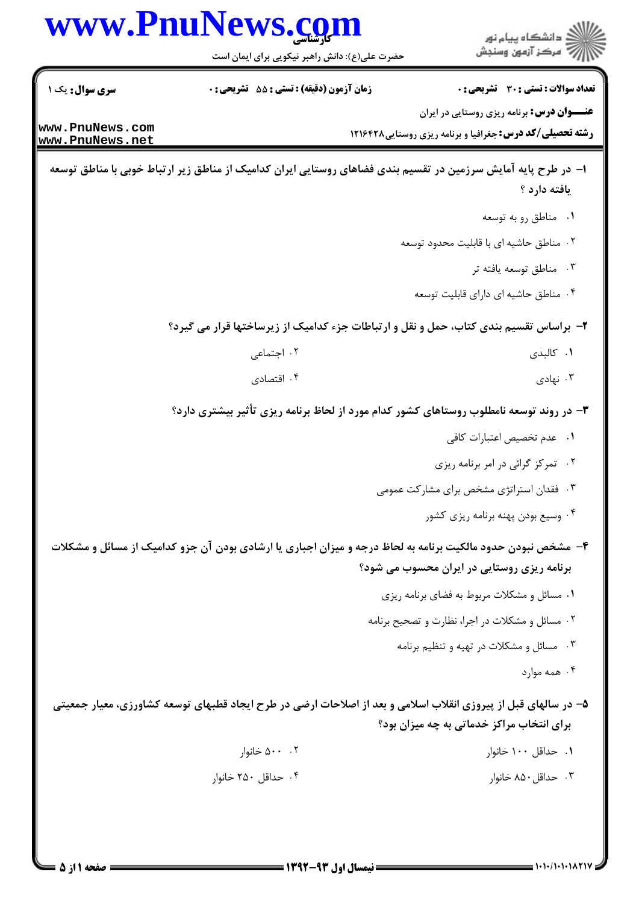**سری سوال:** یک ۱ | **زمان آزمون (دقیقه) : تستی :** ۵۵ **تشریحی :** ۰ | **تعداد سوالات : تستی :** ۳۰ **تشریحی :** ۰

**عنـــوان درس:** برنامه ریزی روستایی در ایران

**رشته تحصیلی/کد درس:** جغرافیا و برنامه ریزی روستایی۱۲۱۶۴۲۸

**۱- در طرح پایه آمایش سرزمین در تقسیم بندی فضاهای روستایی ایران کدامیک از مناطق زیر ارتباط خوبی با مناطق توسعه یافته دارد ؟**

۱. مناطق رو به توسعه

۲. مناطق حاشیه ای با قابلیت محدود توسعه

۳. مناطق توسعه یافته تر

۴. مناطق حاشیه ای دارای قابلیت توسعه

**۲- براساس تقسیم بندی کتاب، حمل و نقل و ارتباطات جزء کدامیک از زیرساختها قرار می گیرد؟**

۱. کالبدی

۲. اجتماعی

۳. نهادی

۴. اقتصادی

**۳- در روند توسعه نامطلوب روستاهای کشور کدام مورد از لحاظ برنامه ریزی تأثیر بیشتری دارد؟**

۱. عدم تخصیص اعتبارات کافی

۲. تمرکز گرائی در امر برنامه ریزی

۳. فقدان استراتژی مشخص برای مشارکت عمومی

۴. وسیع بودن پهنه برنامه ریزی کشور

**۴- مشخص نبودن حدود مالکیت برنامه به لحاظ درجه و میزان اجباری یا ارشادی بودن آن جزو کدامیک از مسائل و مشکلات برنامه ریزی روستایی در ایران محسوب می شود؟**

۱. مسائل و مشکلات مربوط به فضای برنامه ریزی

۲. مسائل و مشکلات در اجرا، نظارت و تصحیح برنامه

۳. مسائل و مشکلات در تهیه و تنظیم برنامه

۴. همه موارد

**۵- در سالهای قبل از پیروزی انقلاب اسلامی و بعد از اصلاحات ارضی در طرح ایجاد قطبهای توسعه کشاورزی، معیار جمعیتی برای انتخاب مراکز خدماتی به چه میزان بود؟**

۱. حداقل ۱۰۰ خانوار

۲. ۵۰۰ خانوار

۳. حداقل ۸۵۰ خانوار

۴. حداقل ۲۵۰ خانوار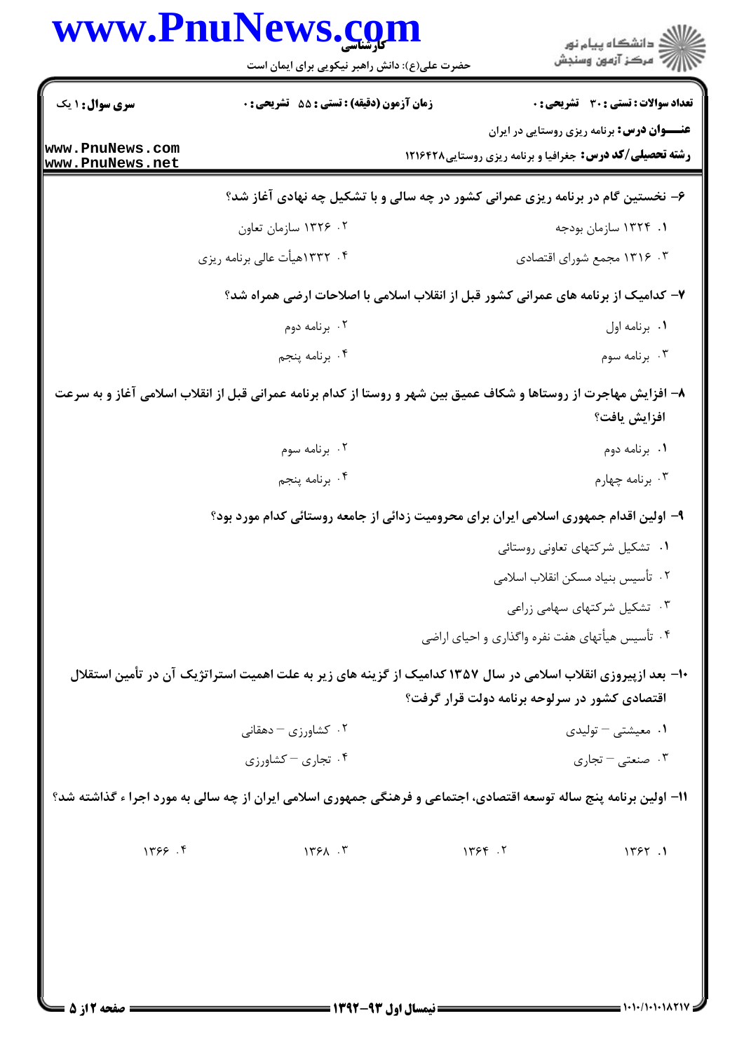۶- نخستین گام در برنامه ریزی عمرانی کشور در چه سالی و با تشکیل چه نهادی آغاز شد؟

۱. ۱۳۲۴ سازمان بودجه

۲. ۱۳۲۶ سازمان تعاون

۳. ۱۳۱۶ مجمع شورای اقتصادی

۴. ۱۳۳۲هیأت عالی برنامه ریزی

۷- کدامیک از برنامه های عمرانی کشور قبل از انقلاب اسلامی با اصلاحات ارضی همراه شد؟

۱. برنامه اول

۲. برنامه دوم

۳. برنامه سوم

۴. برنامه پنجم

۸- افزایش مهاجرت از روستاها و شکاف عمیق بین شهر و روستا از کدام برنامه عمرانی قبل از انقلاب اسلامی آغاز و به سرعت افزایش یافت؟

۱. برنامه دوم

۲. برنامه سوم

۳. برنامه چهارم

۴. برنامه پنجم

۹- اولین اقدام جمهوری اسلامی ایران برای محرومیت زدائی از جامعه روستائی کدام مورد بود؟

۱. تشکیل شرکتهای تعاونی روستائی

۲. تأسیس بنیاد مسکن انقلاب اسلامی

۳. تشکیل شرکتهای سهامی زراعی

۴. تأسیس هیأتهای هفت نفره واگذاری و احیای اراضی

۱۰- بعد ازپیروزی انقلاب اسلامی در سال ۱۳۵۷ کدامیک از گزینه های زیر به علت اهمیت استراتژیک آن در تأمین استقلال اقتصادی کشور در سرلوحه برنامه دولت قرار گرفت؟

۱. معیشتی – تولیدی

۲. کشاورزی – دهقانی

۳. صنعتی – تجاری

۴. تجاری – کشاورزی

۱۱- اولین برنامه پنج ساله توسعه اقتصادی، اجتماعی و فرهنگی جمهوری اسلامی ایران از چه سالی به مورد اجراء گذاشته شد؟

۱. ۱۳۶۲

۲. ۱۳۶۴

۳. ۱۳۶۸

۴. ۱۳۶۶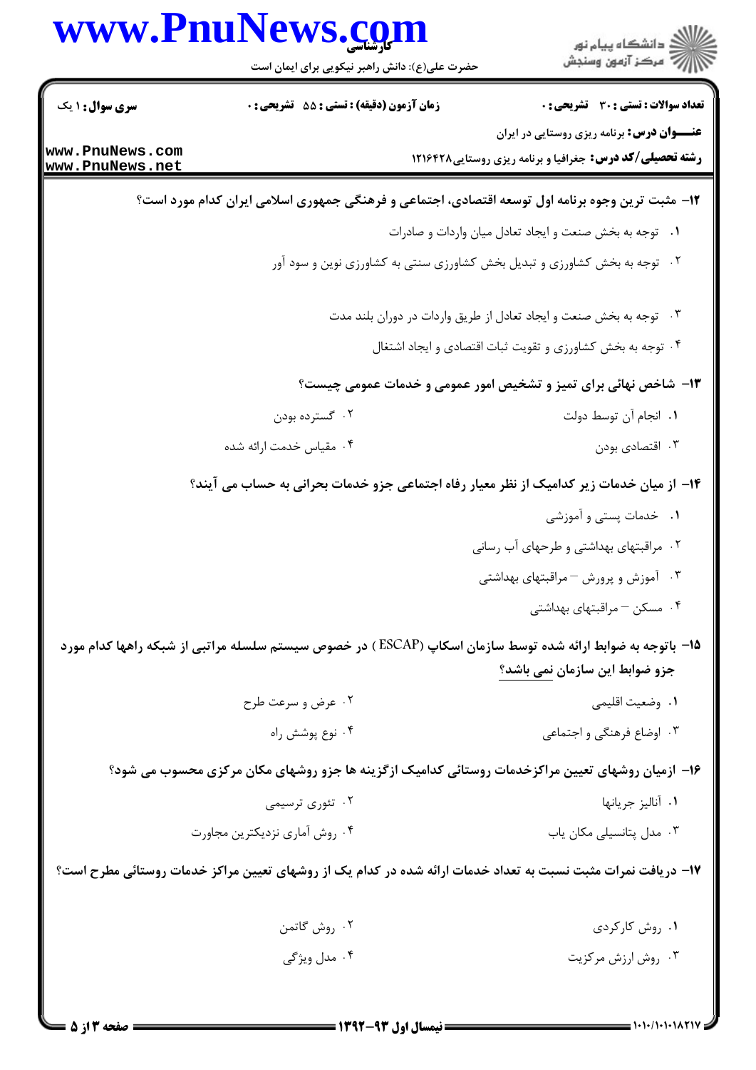**سری سوال:** ۱ یک | **زمان آزمون (دقیقه) : تستی :** ۵۵ **تشریحی :** ۰ | **تعداد سوالات : تستی :** ۳۰ **تشریحی :** ۰

**عنـــوان درس:** برنامه ریزی روستایی در ایران

**رشته تحصیلی/کد درس:** جغرافیا و برنامه ریزی روستایی۱۲۱۶۴۲۸

**۱۲- مثبت ترین وجوه برنامه اول توسعه اقتصادی، اجتماعی و فرهنگی جمهوری اسلامی ایران کدام مورد است؟**

۱. توجه به بخش صنعت و ایجاد تعادل میان واردات و صادرات

۲. توجه به بخش کشاورزی و تبدیل بخش کشاورزی سنتی به کشاورزی نوین و سود آور

۳. توجه به بخش صنعت و ایجاد تعادل از طریق واردات در دوران بلند مدت

۴. توجه به بخش کشاورزی و تقویت ثبات اقتصادی و ایجاد اشتغال

**۱۳- شاخص نهائی برای تمیز و تشخیص امور عمومی و خدمات عمومی چیست؟**

۱. انجام آن توسط دولت

۲. گسترده بودن

۳. اقتصادی بودن

۴. مقیاس خدمت ارائه شده

**۱۴- از میان خدمات زیر کدامیک از نظر معیار رفاه اجتماعی جزو خدمات بحرانی به حساب می آیند؟**

۱. خدمات پستی و آموزشی

۲. مراقبتهای بهداشتی و طرحهای آب رسانی

۳. آموزش و پرورش – مراقبتهای بهداشتی

۴. مسکن – مراقبتهای بهداشتی

**۱۵- باتوجه به ضوابط ارائه شده توسط سازمان اسکاپ (ESCAP) در خصوص سیستم سلسله مراتبی از شبکه راهها کدام مورد جزو ضوابط این سازمان نمی باشد؟**

۱. وضعیت اقلیمی

۲. عرض و سرعت طرح

۳. اوضاع فرهنگی و اجتماعی

۴. نوع پوشش راه

**۱۶- ازمیان روشهای تعیین مراکزخدمات روستائی کدامیک ازگزینه ها جزو روشهای مکان مرکزی محسوب می شود؟**

۱. آنالیز جریانها

۲. تئوری ترسیمی

۳. مدل پتانسیلی مکان یاب

۴. روش آماری نزدیکترین مجاورت

**۱۷- دریافت نمرات مثبت نسبت به تعداد خدمات ارائه شده در کدام یک از روشهای تعیین مراکز خدمات روستائی مطرح است؟**

۱. روش کارکردی

۲. روش گاتمن

۳. روش ارزش مرکزیت

۴. مدل ویژگی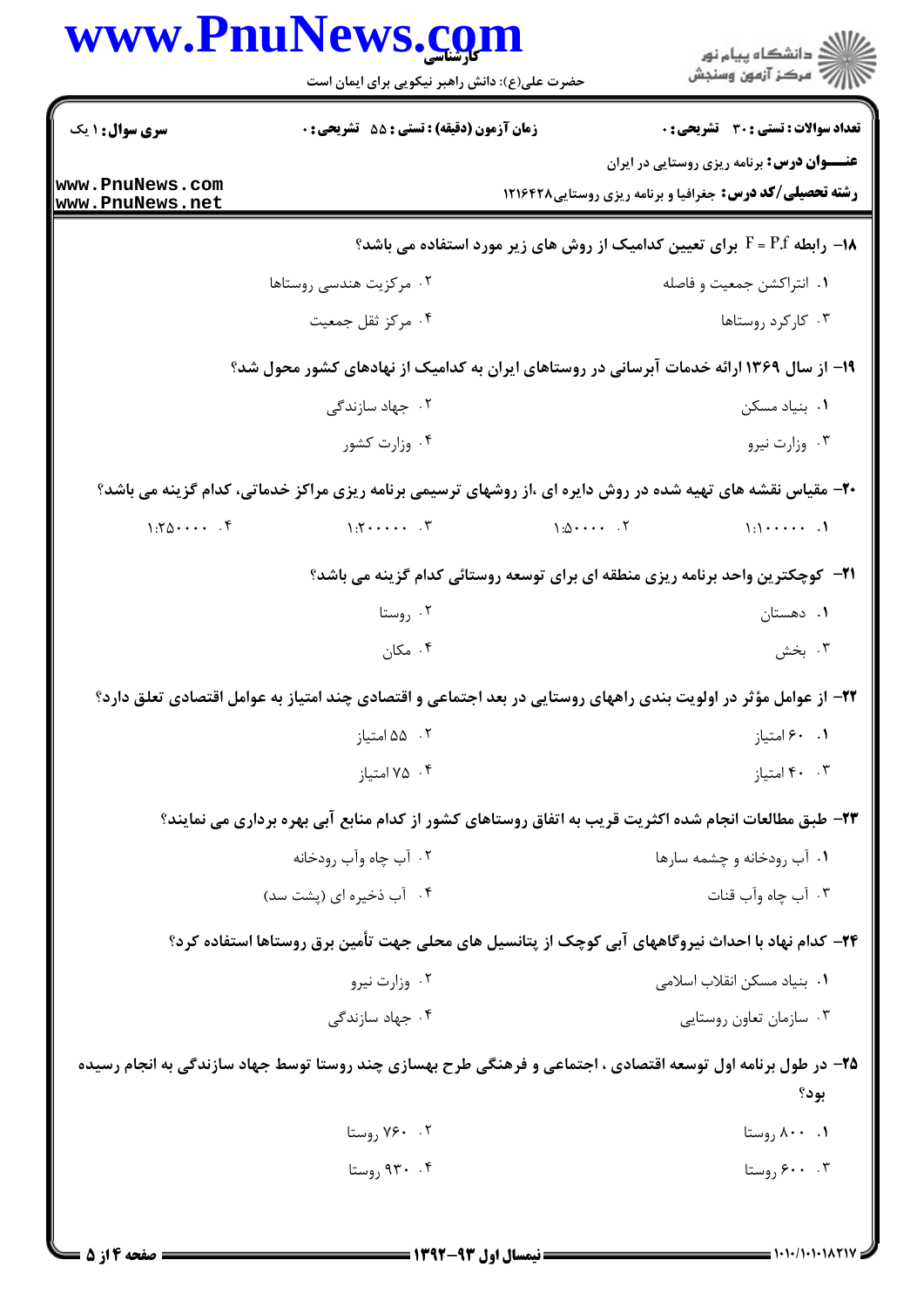۱۸- رابطه $F = P.f$ برای تعیین کدامیک از روش های زیر مورد استفاده می باشد؟

۱. انتراکشن جمعیت و فاصله

۲. مرکزیت هندسی روستاها

۳. کارکرد روستاها

۴. مرکز ثقل جمعیت

۱۹- از سال ۱۳۶۹ ارائه خدمات آبرسانی در روستاهای ایران به کدامیک از نهادهای کشور محول شد؟

۱. بنیاد مسکن

۲. جهاد سازندگی

۳. وزارت نیرو

۴. وزارت کشور

۲۰- مقیاس نقشه های تهیه شده در روش دایره ای ،از روشهای ترسیمی برنامه ریزی مراکز خدماتی، کدام گزینه می باشد؟

۱. ۱:۱۰۰۰۰۰۰

۲. ۱:۵۰۰۰۰۰

۳. ۱:۲۰۰۰۰۰۰

۴. ۱:۲۵۰۰۰۰۰

۲۱- کوچکترین واحد برنامه ریزی منطقه ای برای توسعه روستائی کدام گزینه می باشد؟

۱. دهستان

۲. روستا

۳. بخش

۴. مکان

۲۲- از عوامل مؤثر در اولویت بندی راههای روستایی در بعد اجتماعی و اقتصادی چند امتیاز به عوامل اقتصادی تعلق دارد؟

۱. ۶۰ امتیاز

۲. ۵۵ امتیاز

۳. ۴۰ امتیاز

۴. ۷۵ امتیاز

۲۳- طبق مطالعات انجام شده اکثریت قریب به اتفاق روستاهای کشور از کدام منابع آبی بهره برداری می نمایند؟

۱. آب رودخانه و چشمه سارها

۲. آب چاه وآب رودخانه

۳. آب چاه وآب قنات

۴. آب ذخیره ای (پشت سد)

۲۴- کدام نهاد با احداث نیروگاههای آبی کوچک از پتانسیل های محلی جهت تأمین برق روستاها استفاده کرد؟

۱. بنیاد مسکن انقلاب اسلامی

۲. وزارت نیرو

۳. سازمان تعاون روستایی

۴. جهاد سازندگی

۲۵- در طول برنامه اول توسعه اقتصادی ، اجتماعی و فرهنگی طرح بهسازی چند روستا توسط جهاد سازندگی به انجام رسیده بود؟

۱. ۸۰۰ روستا

۲. ۷۶۰ روستا

۳. ۶۰۰ روستا

۴. ۹۳۰ روستا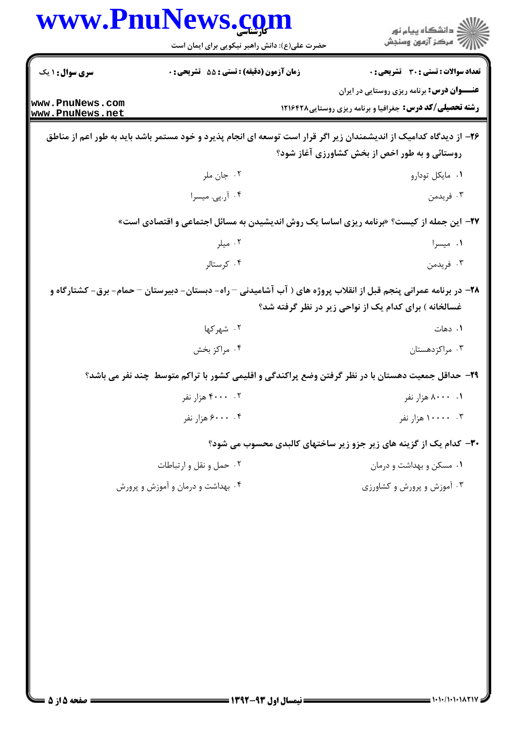۲۶- از دیدگاه کدامیک از اندیشمندان زیر اگر قرار است توسعه ای انجام پذیرد و خود مستمر باشد باید به طور اعم از مناطق روستائی و به طور اخص از بخش کشاورزی آغاز شود؟

۱. مایکل تودارو

۲. جان ملر

۳. فریدمن

۴. آر.پی. میسرا

۲۷- این جمله از کیست؟ «برنامه ریزی اساسا یک روش اندیشیدن به مسائل اجتماعی و اقتصادی است»

۱. میسرا

۲. میلر

۳. فریدمن

۴. کرستالر

۲۸- در برنامه عمرانی پنجم قبل از انقلاب پروژه های ( آب آشامیدنی – راه- دبستان- دبیرستان – حمام- برق- کشتارگاه و غسالخانه ) برای کدام یک از نواحی زیر در نظر گرفته شد؟

۱. دهات

۲. شهرکها

۳. مراکزدهستان

۴. مراکز بخش

۲۹- حداقل جمعیت دهستان با در نظر گرفتن وضع پراکندگی و اقلیمی کشور با تراکم متوسط چند نفر می باشد؟

۱. ۸۰۰۰ هزار نفر

۲. ۴۰۰۰ هزار نفر

۳. ۱۰۰۰۰ هزار نفر

۴. ۶۰۰۰ هزار نفر

۳۰- کدام یک از گزینه های زیر جزو زیر ساختهای کالبدی محسوب می شود؟

۱. مسکن و بهداشت و درمان

۲. حمل و نقل و ارتباطات

۳. آموزش و پرورش و کشاورزی

۴. بهداشت و درمان و آموزش و پرورش